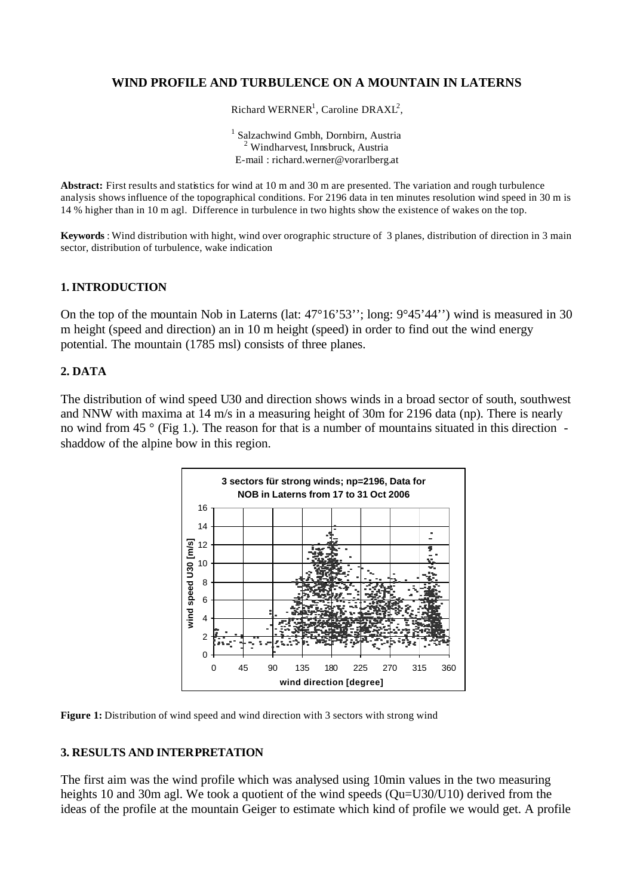**WIND PROFILE AND TURBULENCE ON A MOUNTAIN IN LATERNS**

Richard WERNER[1], Caroline DRAXL[2],

[1] Salzachwind Gmbh, Dornbirn, Austria
[2] Windharvest, Innsbruck, Austria
E-mail : richard.werner@vorarlberg.at

**Abstract:** First results and statistics for wind at 10 m and 30 m are presented. The variation and rough turbulence analysis shows influence of the topographical conditions. For 2196 data in ten minutes resolution wind speed in 30 m is 14 % higher than in 10 m agl. Difference in turbulence in two hights show the existence of wakes on the top.

**Keywords** : Wind distribution with hight, wind over orographic structure of 3 planes, distribution of direction in 3 main sector, distribution of turbulence, wake indication

## 1. INTRODUCTION

On the top of the mountain Nob in Laterns (lat: 47°16'53''; long: 9°45'44'') wind is measured in 30 m height (speed and direction) an in 10 m height (speed) in order to find out the wind energy potential. The mountain (1785 msl) consists of three planes.

## 2. DATA

The distribution of wind speed U30 and direction shows winds in a broad sector of south, southwest and NNW with maxima at 14 m/s in a measuring height of 30m for 2196 data (np). There is nearly no wind from 45 ° (Fig 1.). The reason for that is a number of mountains situated in this direction - shaddow of the alpine bow in this region.

**Figure 1:** Distribution of wind speed and wind direction with 3 sectors with strong wind

## 3. RESULTS AND INTERPRETATION

The first aim was the wind profile which was analysed using 10min values in the two measuring heights 10 and 30m agl. We took a quotient of the wind speeds (Qu=U30/U10) derived from the ideas of the profile at the mountain Geiger to estimate which kind of profile we would get. A profile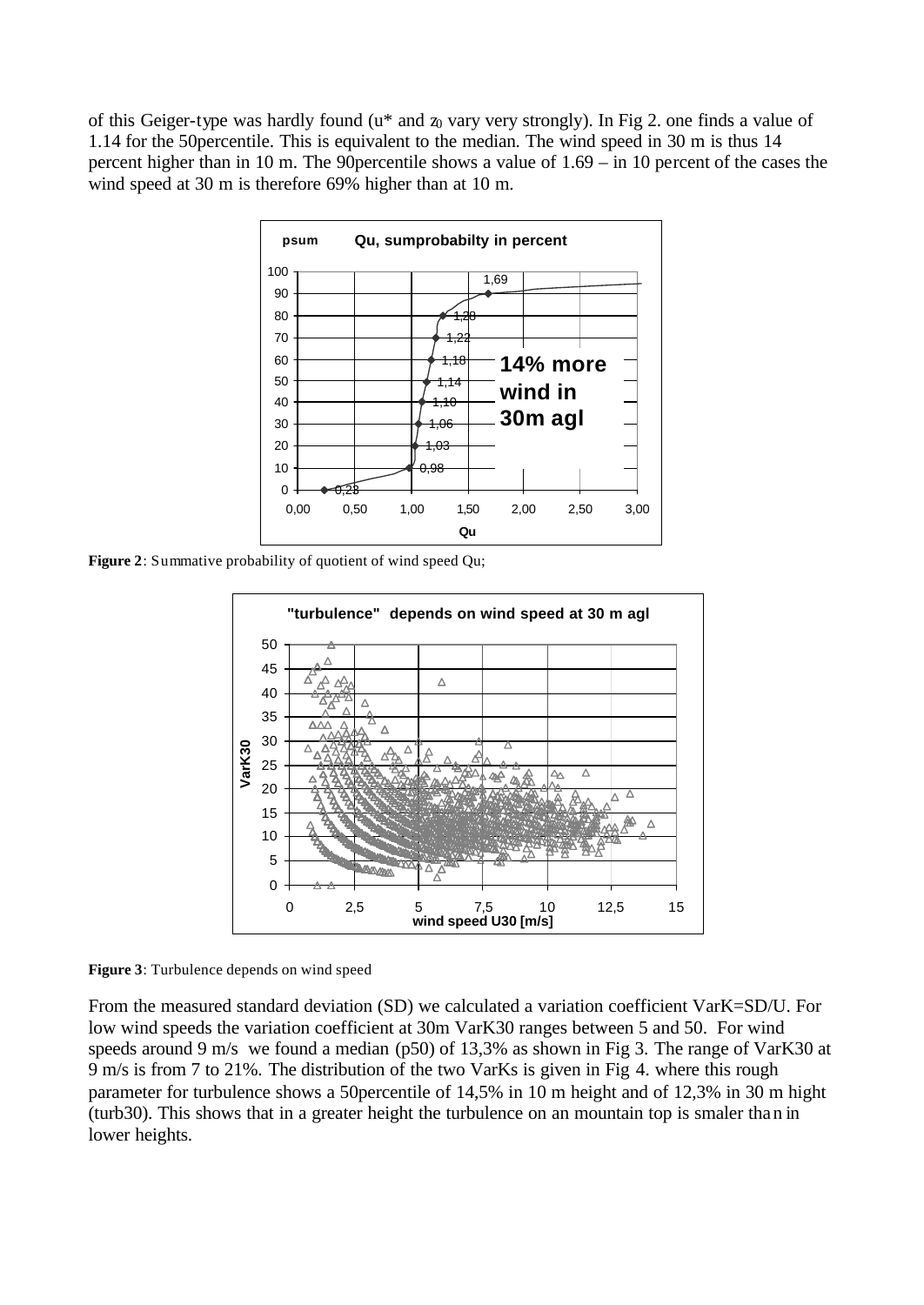of this Geiger-type was hardly found ($u^*$ and $z_0$ vary very strongly). In Fig 2. one finds a value of 1.14 for the 50percentile. This is equivalent to the median. The wind speed in 30 m is thus 14 percent higher than in 10 m. The 90percentile shows a value of 1.69 – in 10 percent of the cases the wind speed at 30 m is therefore 69% higher than at 10 m.

**Figure 2**: Summative probability of quotient of wind speed Qu;

**Figure 3**: Turbulence depends on wind speed

From the measured standard deviation (SD) we calculated a variation coefficient VarK=SD/U. For low wind speeds the variation coefficient at 30m VarK30 ranges between 5 and 50. For wind speeds around 9 m/s we found a median (p50) of 13,3% as shown in Fig 3. The range of VarK30 at 9 m/s is from 7 to 21%. The distribution of the two VarKs is given in Fig 4. where this rough parameter for turbulence shows a 50percentile of 14,5% in 10 m height and of 12,3% in 30 m hight (turb30). This shows that in a greater height the turbulence on an mountain top is smaler than in lower heights.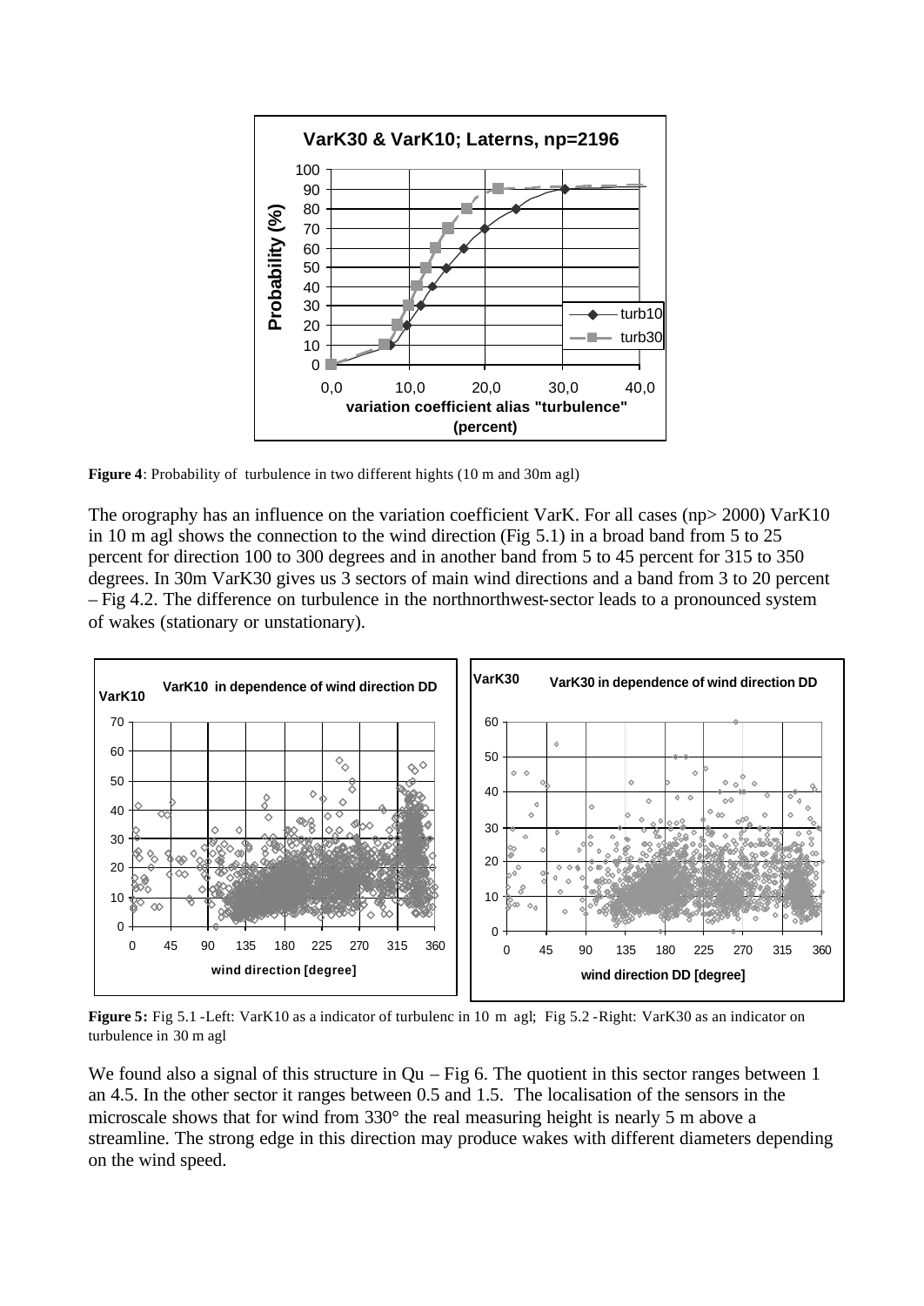**Figure 4**: Probability of turbulence in two different hights (10 m and 30m agl)

The orography has an influence on the variation coefficient VarK. For all cases (np> 2000) VarK10 in 10 m agl shows the connection to the wind direction (Fig 5.1) in a broad band from 5 to 25 percent for direction 100 to 300 degrees and in another band from 5 to 45 percent for 315 to 350 degrees. In 30m VarK30 gives us 3 sectors of main wind directions and a band from 3 to 20 percent – Fig 4.2. The difference on turbulence in the northnorthwest-sector leads to a pronounced system of wakes (stationary or unstationary).

**Figure 5:** Fig 5.1 -Left: VarK10 as a indicator of turbulenc in 10 m agl; Fig 5.2 -Right: VarK30 as an indicator on turbulence in 30 m agl

We found also a signal of this structure in Qu – Fig 6. The quotient in this sector ranges between 1 an 4.5. In the other sector it ranges between 0.5 and 1.5. The localisation of the sensors in the microscale shows that for wind from 330° the real measuring height is nearly 5 m above a streamline. The strong edge in this direction may produce wakes with different diameters depending on the wind speed.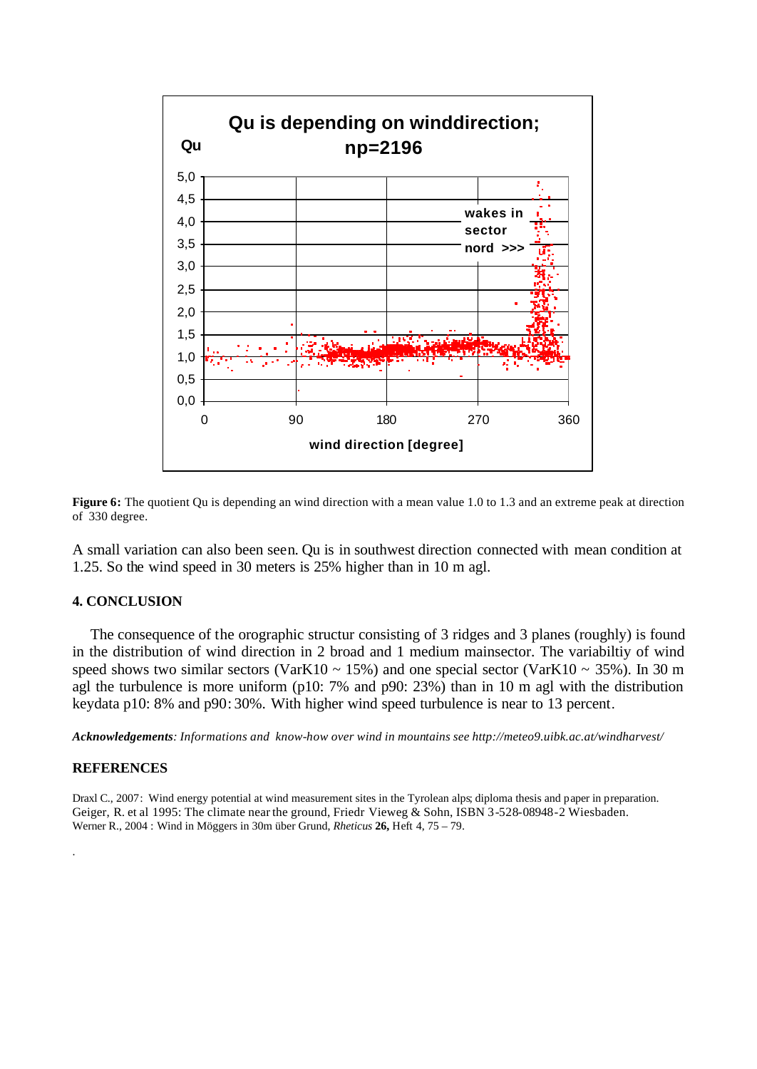Qu is depending on winddirection; np=2196

Qu

5,0
4,5
4,0
3,5
3,0
2,5
2,0
1,5
1,0
0,5
0,0

0 90 180 270 360

wind direction [degree]

wakes in sector nord >>>

**Figure 6:** The quotient Qu is depending an wind direction with a mean value 1.0 to 1.3 and an extreme peak at direction of 330 degree.

A small variation can also been seen. Qu is in southwest direction connected with mean condition at 1.25. So the wind speed in 30 meters is 25% higher than in 10 m agl.

### 4. CONCLUSION

The consequence of the orographic structur consisting of 3 ridges and 3 planes (roughly) is found in the distribution of wind direction in 2 broad and 1 medium mainsector. The variabiltiy of wind speed shows two similar sectors (VarK10 ~ 15%) and one special sector (VarK10 ~ 35%). In 30 m agl the turbulence is more uniform (p10: 7% and p90: 23%) than in 10 m agl with the distribution keydata p10: 8% and p90: 30%. With higher wind speed turbulence is near to 13 percent.

***Acknowledgements**: Informations and know-how over wind in mountains see http://meteo9.uibk.ac.at/windharvest/*

### REFERENCES

Draxl C., 2007: Wind energy potential at wind measurement sites in the Tyrolean alps; diploma thesis and paper in preparation.
Geiger, R. et al 1995: The climate near the ground, Friedr Vieweg & Sohn, ISBN 3-528-08948-2 Wiesbaden.
Werner R., 2004 : Wind in Möggers in 30m über Grund, *Rheticus* **26,** Heft 4, 75 – 79.